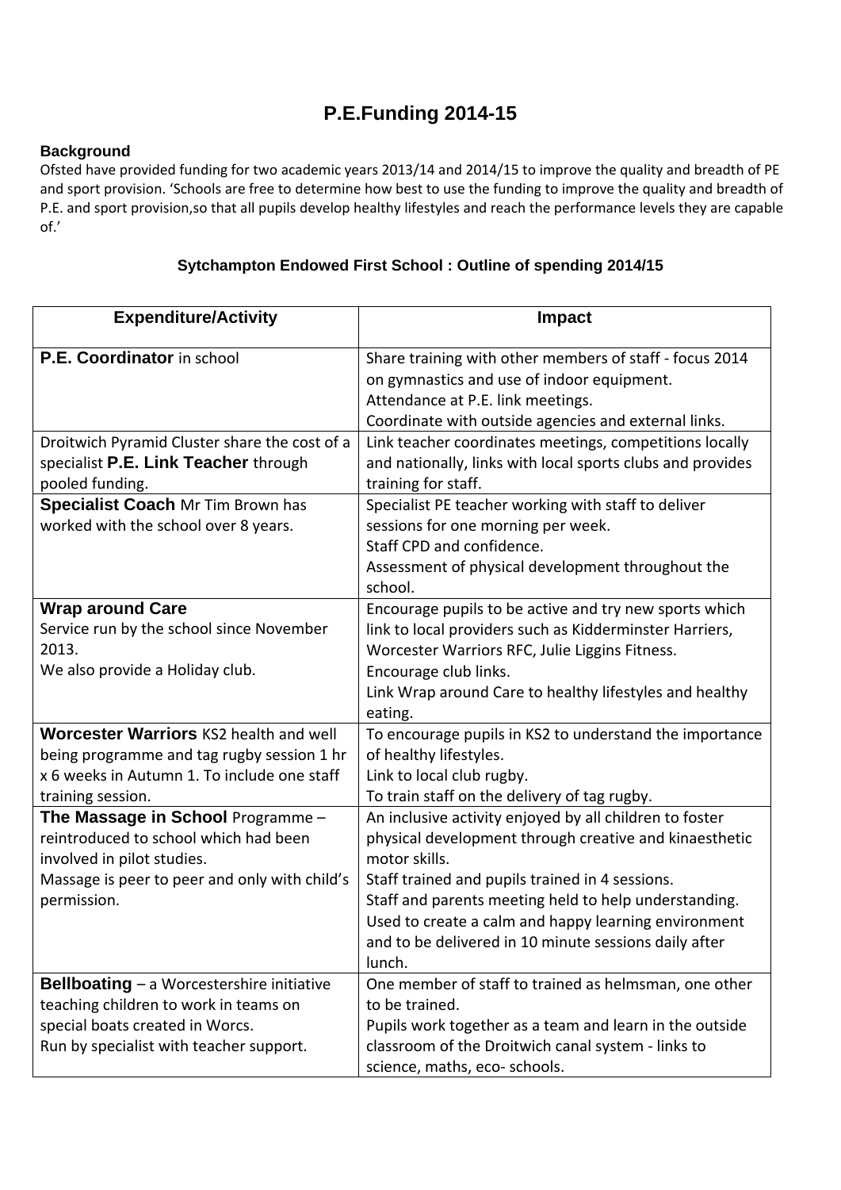# P.E.Funding 2014-15

**Background**

Ofsted have provided funding for two academic years 2013/14 and 2014/15 to improve the quality and breadth of PE and sport provision. 'Schools are free to determine how best to use the funding to improve the quality and breadth of P.E. and sport provision,so that all pupils develop healthy lifestyles and reach the performance levels they are capable of.'

### Sytchampton Endowed First School : Outline of spending 2014/15

| Expenditure/Activity | Impact |
|---|---|
| **P.E. Coordinator** in school | Share training with other members of staff - focus 2014 on gymnastics and use of indoor equipment.<br>Attendance at P.E. link meetings.<br>Coordinate with outside agencies and external links. |
| Droitwich Pyramid Cluster share the cost of a specialist **P.E. Link Teacher** through pooled funding. | Link teacher coordinates meetings, competitions locally and nationally, links with local sports clubs and provides training for staff. |
| **Specialist Coach** Mr Tim Brown has worked with the school over 8 years. | Specialist PE teacher working with staff to deliver sessions for one morning per week.<br>Staff CPD and confidence.<br>Assessment of physical development throughout the school. |
| **Wrap around Care**<br>Service run by the school since November 2013.<br>We also provide a Holiday club. | Encourage pupils to be active and try new sports which link to local providers such as Kidderminster Harriers, Worcester Warriors RFC, Julie Liggins Fitness.<br>Encourage club links.<br>Link Wrap around Care to healthy lifestyles and healthy eating. |
| **Worcester Warriors** KS2 health and well being programme and tag rugby session 1 hr x 6 weeks in Autumn 1. To include one staff training session. | To encourage pupils in KS2 to understand the importance of healthy lifestyles.<br>Link to local club rugby.<br>To train staff on the delivery of tag rugby. |
| **The Massage in School** Programme – reintroduced to school which had been involved in pilot studies.<br>Massage is peer to peer and only with child's permission. | An inclusive activity enjoyed by all children to foster physical development through creative and kinaesthetic motor skills.<br>Staff trained and pupils trained in 4 sessions.<br>Staff and parents meeting held to help understanding.<br>Used to create a calm and happy learning environment and to be delivered in 10 minute sessions daily after lunch. |
| **Bellboating** – a Worcestershire initiative teaching children to work in teams on special boats created in Worcs.<br>Run by specialist with teacher support. | One member of staff to trained as helmsman, one other to be trained.<br>Pupils work together as a team and learn in the outside classroom of the Droitwich canal system - links to science, maths, eco- schools. |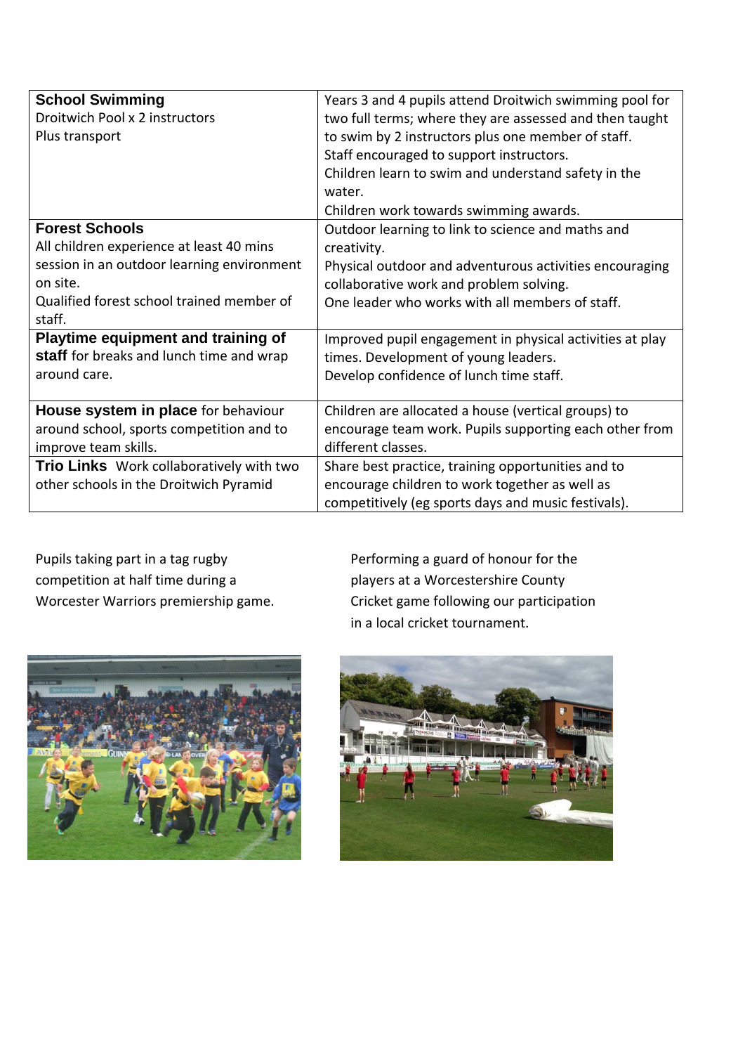| | |
|---|---|
| **School Swimming**<br>Droitwich Pool x 2 instructors<br>Plus transport | Years 3 and 4 pupils attend Droitwich swimming pool for two full terms; where they are assessed and then taught to swim by 2 instructors plus one member of staff.<br>Staff encouraged to support instructors.<br>Children learn to swim and understand safety in the water.<br>Children work towards swimming awards. |
| **Forest Schools**<br>All children experience at least 40 mins session in an outdoor learning environment on site.<br>Qualified forest school trained member of staff. | Outdoor learning to link to science and maths and creativity.<br>Physical outdoor and adventurous activities encouraging collaborative work and problem solving.<br>One leader who works with all members of staff. |
| **Playtime equipment and training of staff** for breaks and lunch time and wrap around care. | Improved pupil engagement in physical activities at play times. Development of young leaders.<br>Develop confidence of lunch time staff. |
| **House system in place** for behaviour around school, sports competition and to improve team skills. | Children are allocated a house (vertical groups) to encourage team work. Pupils supporting each other from different classes. |
| **Trio Links** Work collaboratively with two other schools in the Droitwich Pyramid | Share best practice, training opportunities and to encourage children to work together as well as competitively (eg sports days and music festivals). |

Pupils taking part in a tag rugby competition at half time during a Worcester Warriors premiership game.

Performing a guard of honour for the players at a Worcestershire County Cricket game following our participation in a local cricket tournament.